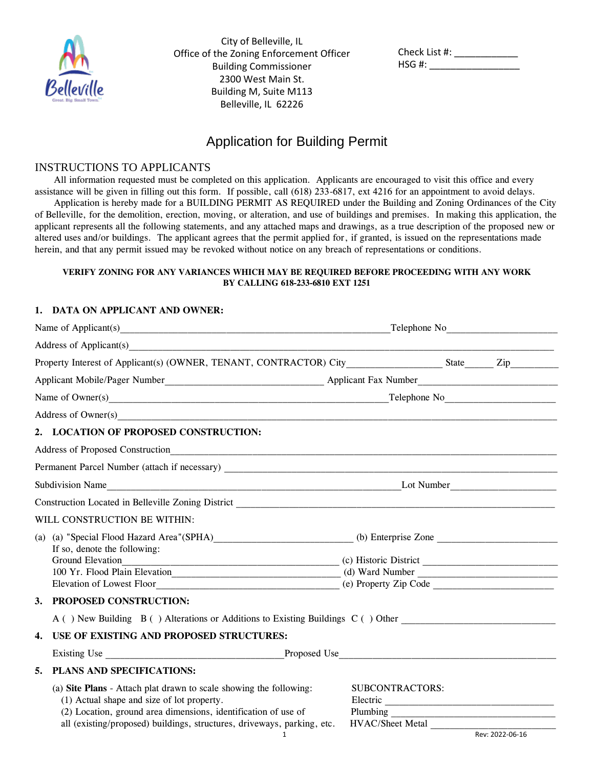City of Belleville, IL
Office of the Zoning Enforcement Officer
Building Commissioner
2300 West Main St.
Building M, Suite M113
Belleville, IL 62226

Check List #: ____________
HSG #: ________________

# Application for Building Permit

## INSTRUCTIONS TO APPLICANTS

All information requested must be completed on this application. Applicants are encouraged to visit this office and every assistance will be given in filling out this form. If possible, call (618) 233-6817, ext 4216 for an appointment to avoid delays.

Application is hereby made for a BUILDING PERMIT AS REQUIRED under the Building and Zoning Ordinances of the City of Belleville, for the demolition, erection, moving, or alteration, and use of buildings and premises. In making this application, the applicant represents all the following statements, and any attached maps and drawings, as a true description of the proposed new or altered uses and/or buildings. The applicant agrees that the permit applied for, if granted, is issued on the representations made herein, and that any permit issued may be revoked without notice on any breach of representations or conditions.

**VERIFY ZONING FOR ANY VARIANCES WHICH MAY BE REQUIRED BEFORE PROCEEDING WITH ANY WORK BY CALLING 618-233-6810 EXT 1251**

**1. DATA ON APPLICANT AND OWNER:**

Name of Applicant(s)______________________________ Telephone No______________

Address of Applicant(s)______________________________________________

Property Interest of Applicant(s) (OWNER, TENANT, CONTRACTOR) City______________ State_____ Zip_________

Applicant Mobile/Pager Number______________________ Applicant Fax Number______________________

Name of Owner(s)______________________________ Telephone No______________

Address of Owner(s)______________________________________________

**2. LOCATION OF PROPOSED CONSTRUCTION:**

Address of Proposed Construction______________________________________________

Permanent Parcel Number (attach if necessary) ______________________________________

Subdivision Name______________________________ Lot Number______________

Construction Located in Belleville Zoning District ______________________________________

WILL CONSTRUCTION BE WITHIN:

(a) (a) "Special Flood Hazard Area"(SPHA)______________________ (b) Enterprise Zone ______________________
If so, denote the following:
Ground Elevation______________________ (c) Historic District ______________________
100 Yr. Flood Plain Elevation______________________ (d) Ward Number ______________________
Elevation of Lowest Floor______________________ (e) Property Zip Code ______________________

**3. PROPOSED CONSTRUCTION:**

A ( ) New Building B ( ) Alterations or Additions to Existing Buildings C ( ) Other ______________________

**4. USE OF EXISTING AND PROPOSED STRUCTURES:**

Existing Use ______________________ Proposed Use______________________

**5. PLANS AND SPECIFICATIONS:**

(a) **Site Plans** - Attach plat drawn to scale showing the following:
(1) Actual shape and size of lot property.
(2) Location, ground area dimensions, identification of use of all (existing/proposed) buildings, structures, driveways, parking, etc.

SUBCONTRACTORS:
Electric ______________________
Plumbing ______________________
HVAC/Sheet Metal ______________________

Rev: 2022-06-16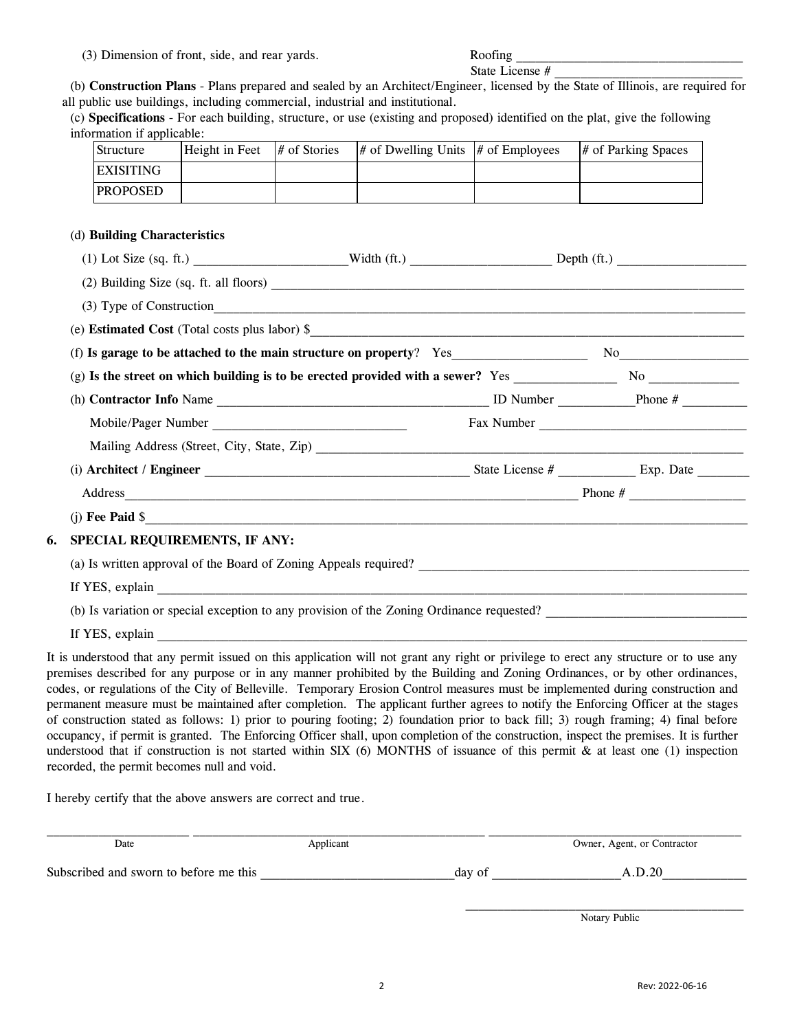(3) Dimension of front, side, and rear yards.

Roofing ___________________________________

State License # ____________________________

(b) **Construction Plans** - Plans prepared and sealed by an Architect/Engineer, licensed by the State of Illinois, are required for all public use buildings, including commercial, industrial and institutional.

(c) **Specifications** - For each building, structure, or use (existing and proposed) identified on the plat, give the following information if applicable:

| Structure | Height in Feet | # of Stories | # of Dwelling Units | # of Employees | # of Parking Spaces |
|---|---|---|---|---|---|
| EXISITING | | | | | |
| PROPOSED | | | | | |

(d) **Building Characteristics**

(1) Lot Size (sq. ft.) ______________________ Width (ft.) ____________________ Depth (ft.) ___________________

(2) Building Size (sq. ft. all floors) ____________________________________________________________________

(3) Type of Construction_____________________________________________________________________________

(e) **Estimated Cost** (Total costs plus labor) $_________________________________________________________________

(f) **Is garage to be attached to the main structure on property**? Yes___________________ No___________________

(g) **Is the street on which building is to be erected provided with a sewer?** Yes _______________ No _____________

(h) **Contractor Info** Name ________________________________________ ID Number ___________Phone # _________

Mobile/Pager Number ____________________________ Fax Number ______________________________

Mailing Address (Street, City, State, Zip) ___________________________________________________________________

(i) **Architect / Engineer** ________________________________________ State License # ___________ Exp. Date _______

Address______________________________________________________________________ Phone # _________________

(j) **Fee Paid** $___________________________________________________________________________________________

## 6. SPECIAL REQUIREMENTS, IF ANY:

(a) Is written approval of the Board of Zoning Appeals required? ____________________________________________________

If YES, explain ___________________________________________________________________________________________

(b) Is variation or special exception to any provision of the Zoning Ordinance requested? ______________________________

If YES, explain ___________________________________________________________________________________________

It is understood that any permit issued on this application will not grant any right or privilege to erect any structure or to use any premises described for any purpose or in any manner prohibited by the Building and Zoning Ordinances, or by other ordinances, codes, or regulations of the City of Belleville. Temporary Erosion Control measures must be implemented during construction and permanent measure must be maintained after completion. The applicant further agrees to notify the Enforcing Officer at the stages of construction stated as follows: 1) prior to pouring footing; 2) foundation prior to back fill; 3) rough framing; 4) final before occupancy, if permit is granted. The Enforcing Officer shall, upon completion of the construction, inspect the premises. It is further understood that if construction is not started within SIX (6) MONTHS of issuance of this permit & at least one (1) inspection recorded, the permit becomes null and void.

I hereby certify that the above answers are correct and true.

______________________ ____________________________________________ ______________________________________

Date Applicant Owner, Agent, or Contractor

Subscribed and sworn to before me this _____________________________day of __________________A.D.20____________

__________________________________________

Notary Public